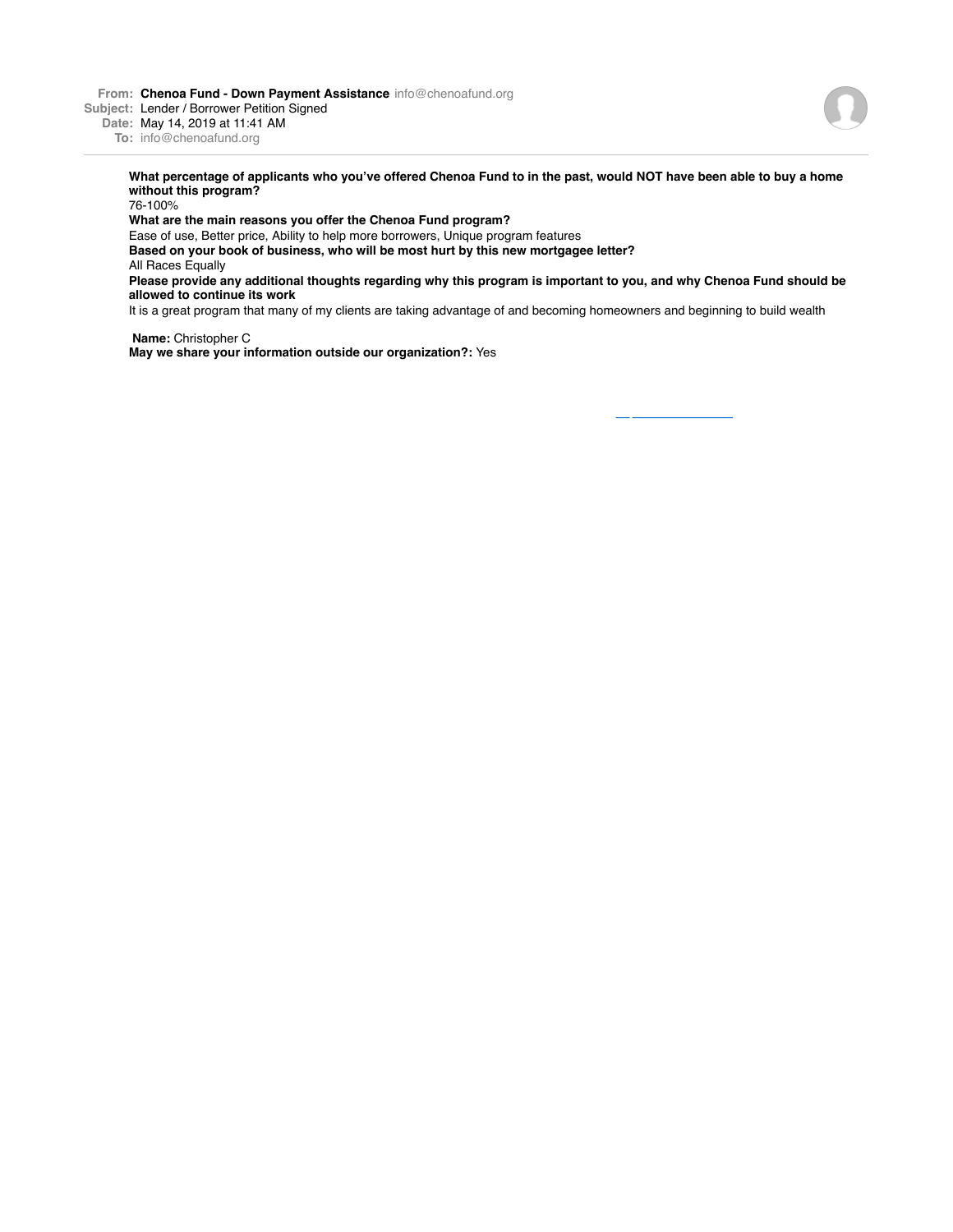**From:** **Chenoa Fund - Down Payment Assistance** info@chenoafund.org
**Subject:** Lender / Borrower Petition Signed
**Date:** May 14, 2019 at 11:41 AM
**To:** info@chenoafund.org

---

**What percentage of applicants who you've offered Chenoa Fund to in the past, would NOT have been able to buy a home without this program?**
76-100%
**What are the main reasons you offer the Chenoa Fund program?**
Ease of use, Better price, Ability to help more borrowers, Unique program features
**Based on your book of business, who will be most hurt by this new mortgagee letter?**
All Races Equally
**Please provide any additional thoughts regarding why this program is important to you, and why Chenoa Fund should be allowed to continue its work**
It is a great program that many of my clients are taking advantage of and becoming homeowners and beginning to build wealth

**Name:** Christopher C
**May we share your information outside our organization?:** Yes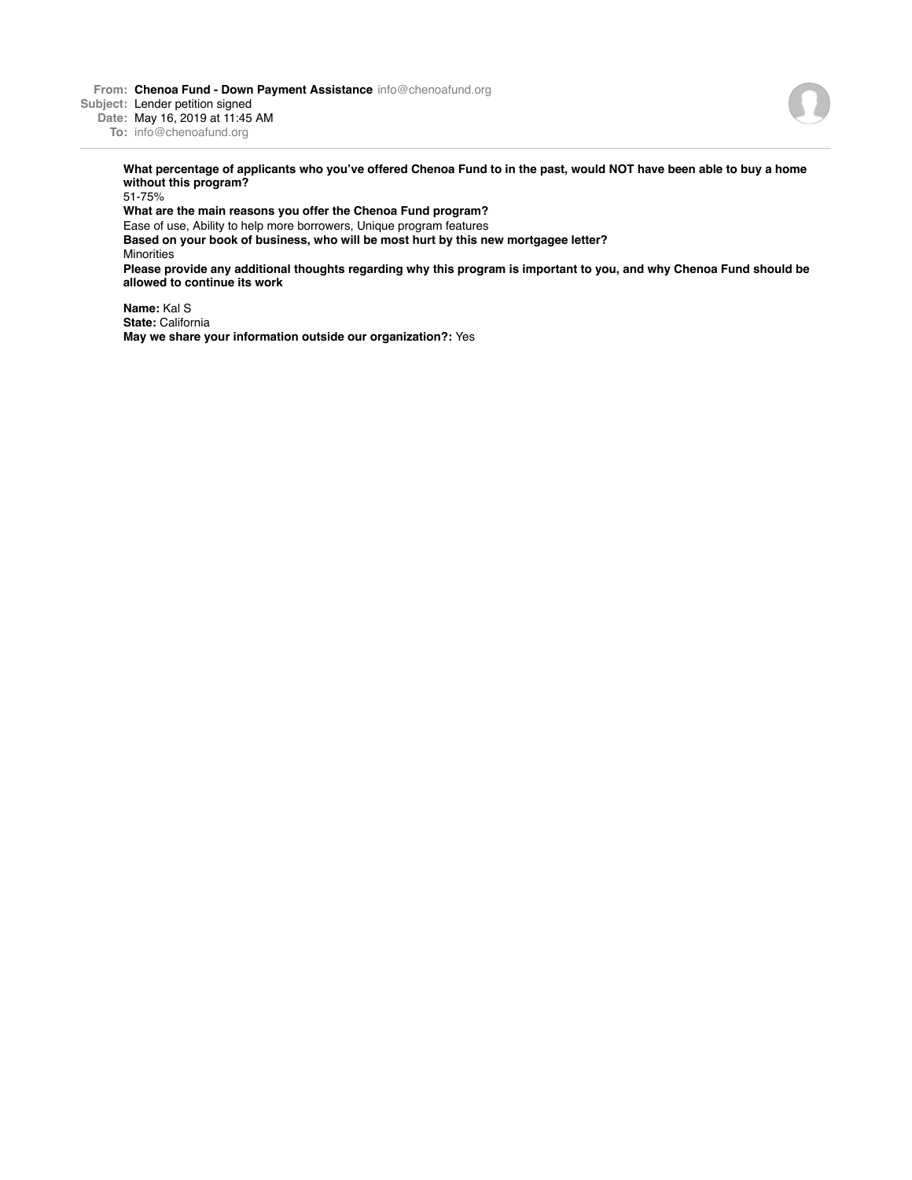**From:** **Chenoa Fund - Down Payment Assistance** info@chenoafund.org
**Subject:** Lender petition signed
**Date:** May 16, 2019 at 11:45 AM
**To:** info@chenoafund.org

---

**What percentage of applicants who you've offered Chenoa Fund to in the past, would NOT have been able to buy a home without this program?**
51-75%
**What are the main reasons you offer the Chenoa Fund program?**
Ease of use, Ability to help more borrowers, Unique program features
**Based on your book of business, who will be most hurt by this new mortgagee letter?**
Minorities
**Please provide any additional thoughts regarding why this program is important to you, and why Chenoa Fund should be allowed to continue its work**

**Name:** Kal S
**State:** California
**May we share your information outside our organization?:** Yes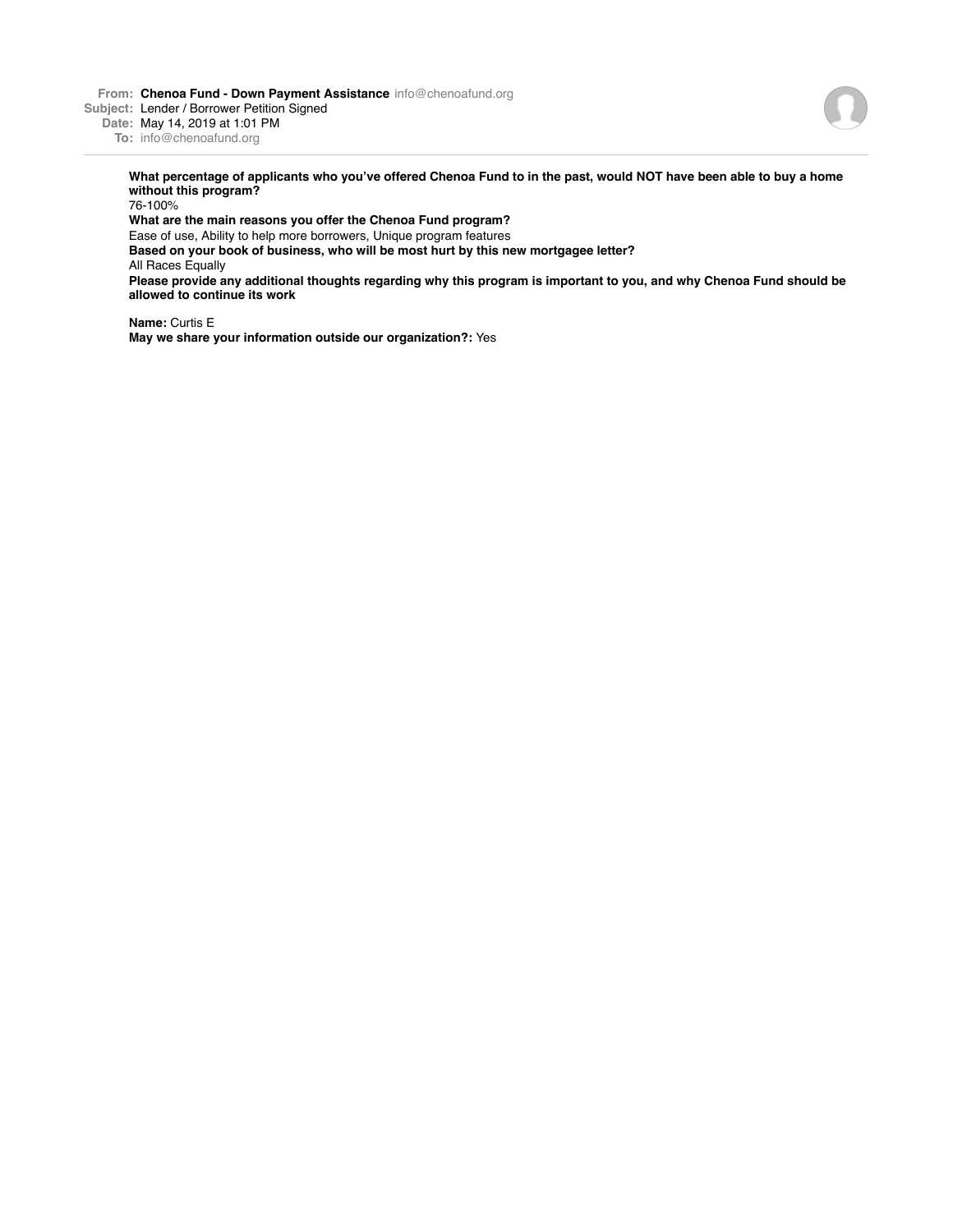**From:** **Chenoa Fund - Down Payment Assistance** info@chenoafund.org
**Subject:** Lender / Borrower Petition Signed
**Date:** May 14, 2019 at 1:01 PM
**To:** info@chenoafund.org

**What percentage of applicants who you've offered Chenoa Fund to in the past, would NOT have been able to buy a home without this program?**
76-100%
**What are the main reasons you offer the Chenoa Fund program?**
Ease of use, Ability to help more borrowers, Unique program features
**Based on your book of business, who will be most hurt by this new mortgagee letter?**
All Races Equally
**Please provide any additional thoughts regarding why this program is important to you, and why Chenoa Fund should be allowed to continue its work**

**Name:** Curtis E
**May we share your information outside our organization?:** Yes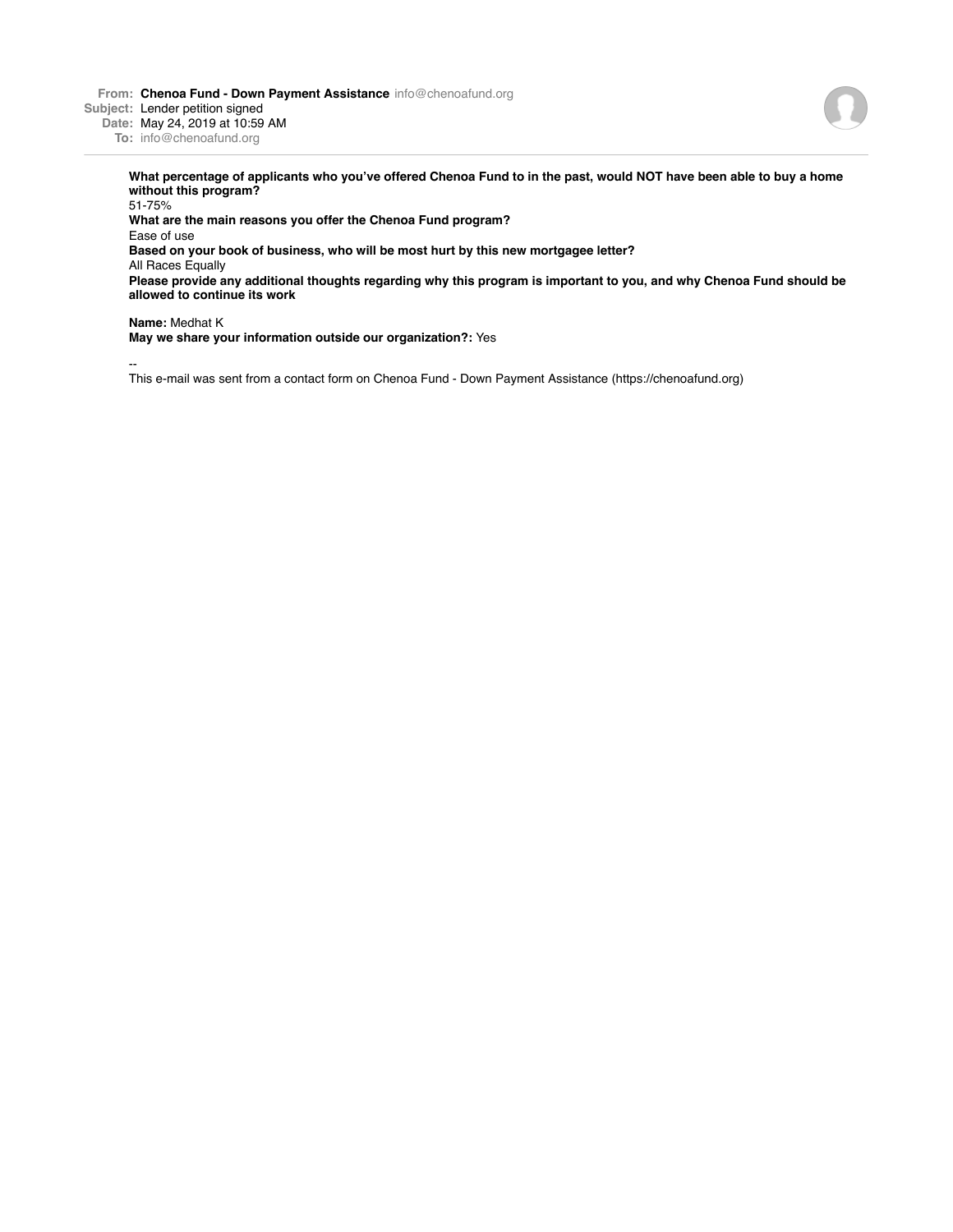**From:** **Chenoa Fund - Down Payment Assistance** info@chenoafund.org
**Subject:** Lender petition signed
**Date:** May 24, 2019 at 10:59 AM
**To:** info@chenoafund.org

**What percentage of applicants who you've offered Chenoa Fund to in the past, would NOT have been able to buy a home without this program?**
51-75%
**What are the main reasons you offer the Chenoa Fund program?**
Ease of use
**Based on your book of business, who will be most hurt by this new mortgagee letter?**
All Races Equally
**Please provide any additional thoughts regarding why this program is important to you, and why Chenoa Fund should be allowed to continue its work**

**Name:** Medhat K
**May we share your information outside our organization?:** Yes

--
This e-mail was sent from a contact form on Chenoa Fund - Down Payment Assistance (https://chenoafund.org)